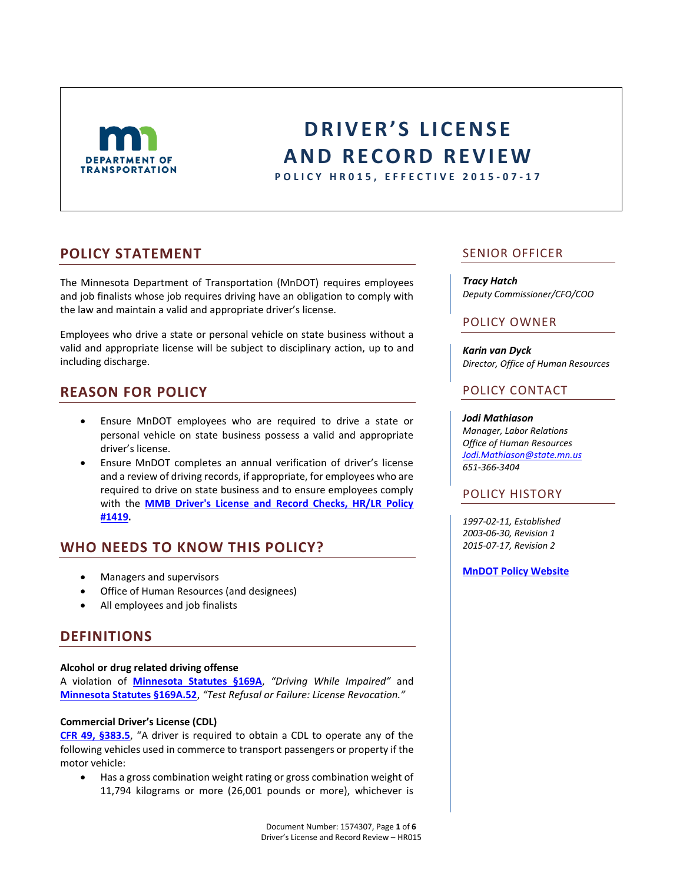# DRIVER'S LICENSE AND RECORD REVIEW

**POLICY HR015, EFFECTIVE 2015-07-17**

## POLICY STATEMENT

The Minnesota Department of Transportation (MnDOT) requires employees and job finalists whose job requires driving have an obligation to comply with the law and maintain a valid and appropriate driver's license.

Employees who drive a state or personal vehicle on state business without a valid and appropriate license will be subject to disciplinary action, up to and including discharge.

## REASON FOR POLICY

- Ensure MnDOT employees who are required to drive a state or personal vehicle on state business possess a valid and appropriate driver's license.
- Ensure MnDOT completes an annual verification of driver's license and a review of driving records, if appropriate, for employees who are required to drive on state business and to ensure employees comply with the **MMB Driver's License and Record Checks, HR/LR Policy #1419.**

## WHO NEEDS TO KNOW THIS POLICY?

- Managers and supervisors
- Office of Human Resources (and designees)
- All employees and job finalists

## DEFINITIONS

**Alcohol or drug related driving offense**
A violation of **Minnesota Statutes §169A**, *"Driving While Impaired"* and **Minnesota Statutes §169A.52**, *"Test Refusal or Failure: License Revocation."*

**Commercial Driver's License (CDL)**
**CFR 49, §383.5**, "A driver is required to obtain a CDL to operate any of the following vehicles used in commerce to transport passengers or property if the motor vehicle:

- Has a gross combination weight rating or gross combination weight of 11,794 kilograms or more (26,001 pounds or more), whichever is

## SENIOR OFFICER

***Tracy Hatch***
*Deputy Commissioner/CFO/COO*

## POLICY OWNER

***Karin van Dyck***
*Director, Office of Human Resources*

## POLICY CONTACT

***Jodi Mathiason***
*Manager, Labor Relations*
*Office of Human Resources*
*Jodi.Mathiason@state.mn.us*
*651-366-3404*

## POLICY HISTORY

*1997-02-11, Established*
*2003-06-30, Revision 1*
*2015-07-17, Revision 2*

**MnDOT Policy Website**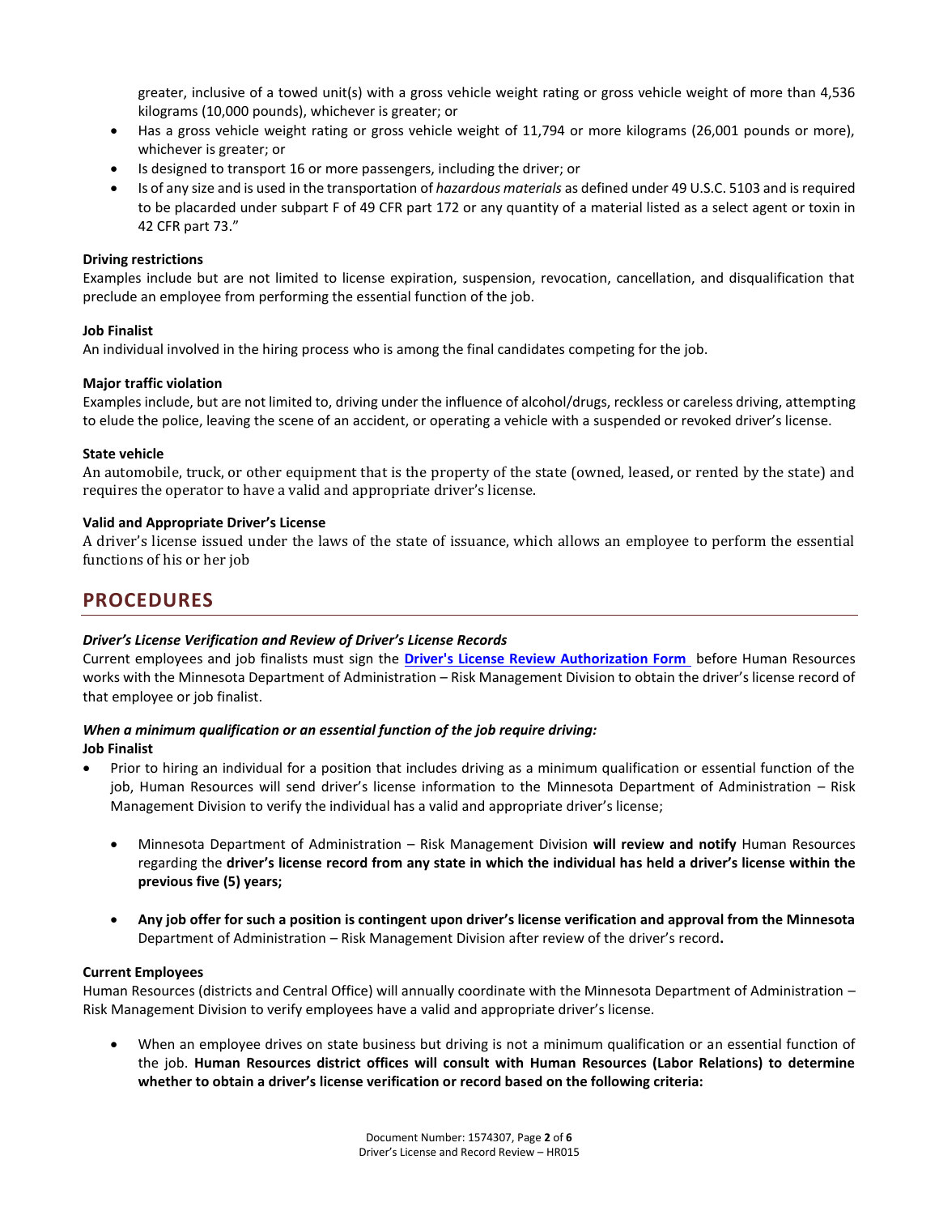greater, inclusive of a towed unit(s) with a gross vehicle weight rating or gross vehicle weight of more than 4,536 kilograms (10,000 pounds), whichever is greater; or

- Has a gross vehicle weight rating or gross vehicle weight of 11,794 or more kilograms (26,001 pounds or more), whichever is greater; or
- Is designed to transport 16 or more passengers, including the driver; or
- Is of any size and is used in the transportation of *hazardous materials* as defined under 49 U.S.C. 5103 and is required to be placarded under subpart F of 49 CFR part 172 or any quantity of a material listed as a select agent or toxin in 42 CFR part 73."

**Driving restrictions**
Examples include but are not limited to license expiration, suspension, revocation, cancellation, and disqualification that preclude an employee from performing the essential function of the job.

**Job Finalist**
An individual involved in the hiring process who is among the final candidates competing for the job.

**Major traffic violation**
Examples include, but are not limited to, driving under the influence of alcohol/drugs, reckless or careless driving, attempting to elude the police, leaving the scene of an accident, or operating a vehicle with a suspended or revoked driver's license.

**State vehicle**
An automobile, truck, or other equipment that is the property of the state (owned, leased, or rented by the state) and requires the operator to have a valid and appropriate driver's license.

**Valid and Appropriate Driver's License**
A driver's license issued under the laws of the state of issuance, which allows an employee to perform the essential functions of his or her job

## PROCEDURES

***Driver's License Verification and Review of Driver's License Records***
Current employees and job finalists must sign the **Driver's License Review Authorization Form** before Human Resources works with the Minnesota Department of Administration – Risk Management Division to obtain the driver's license record of that employee or job finalist.

***When a minimum qualification or an essential function of the job require driving:***
**Job Finalist**

- Prior to hiring an individual for a position that includes driving as a minimum qualification or essential function of the job, Human Resources will send driver's license information to the Minnesota Department of Administration – Risk Management Division to verify the individual has a valid and appropriate driver's license;
  - Minnesota Department of Administration – Risk Management Division **will review and notify** Human Resources regarding the **driver's license record from any state in which the individual has held a driver's license within the previous five (5) years;**
  - **Any job offer for such a position is contingent upon driver's license verification and approval from the Minnesota** Department of Administration – Risk Management Division after review of the driver's record**.**

**Current Employees**
Human Resources (districts and Central Office) will annually coordinate with the Minnesota Department of Administration – Risk Management Division to verify employees have a valid and appropriate driver's license.

- When an employee drives on state business but driving is not a minimum qualification or an essential function of the job. **Human Resources district offices will consult with Human Resources (Labor Relations) to determine whether to obtain a driver's license verification or record based on the following criteria:**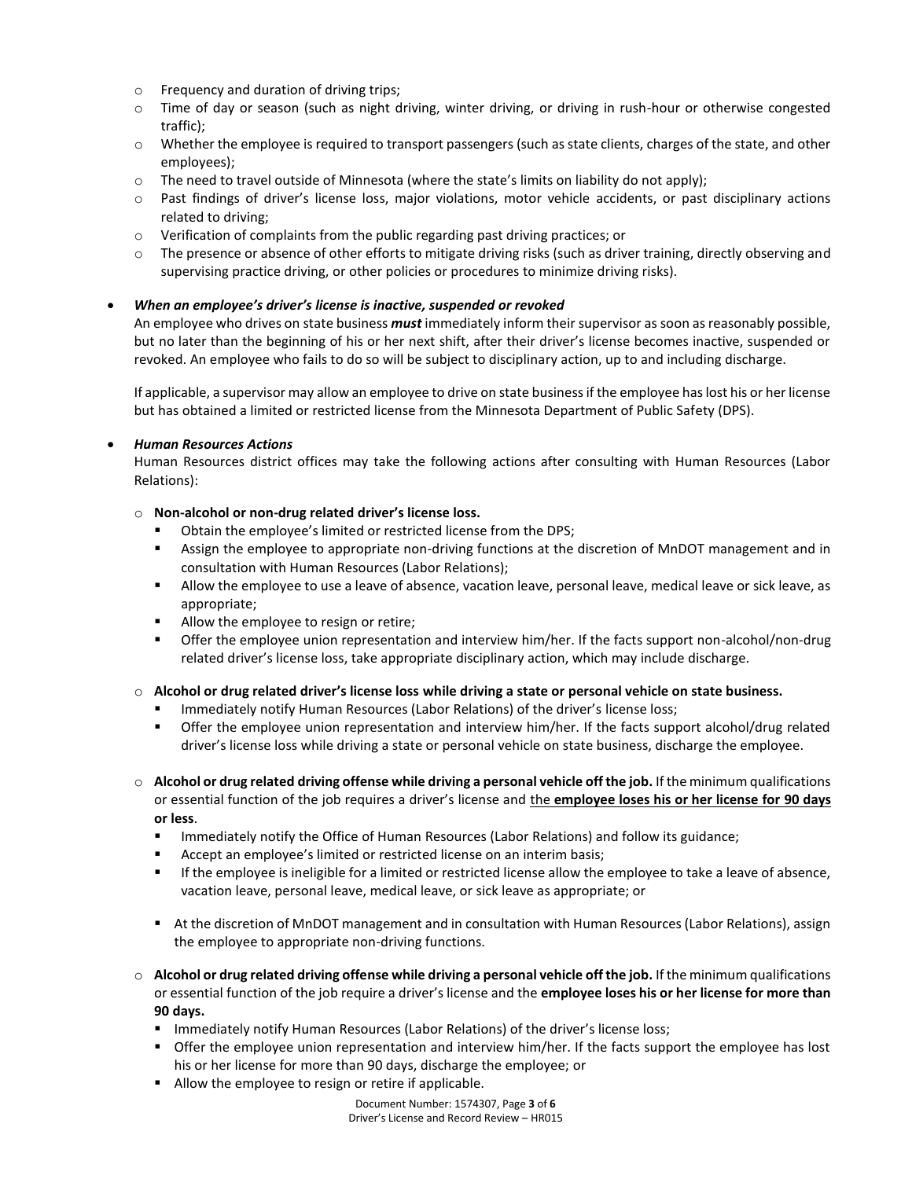- Frequency and duration of driving trips;
- Time of day or season (such as night driving, winter driving, or driving in rush-hour or otherwise congested traffic);
- Whether the employee is required to transport passengers (such as state clients, charges of the state, and other employees);
- The need to travel outside of Minnesota (where the state's limits on liability do not apply);
- Past findings of driver's license loss, major violations, motor vehicle accidents, or past disciplinary actions related to driving;
- Verification of complaints from the public regarding past driving practices; or
- The presence or absence of other efforts to mitigate driving risks (such as driver training, directly observing and supervising practice driving, or other policies or procedures to minimize driving risks).

- ***When an employee's driver's license is inactive, suspended or revoked***

  An employee who drives on state business ***must*** immediately inform their supervisor as soon as reasonably possible, but no later than the beginning of his or her next shift, after their driver's license becomes inactive, suspended or revoked. An employee who fails to do so will be subject to disciplinary action, up to and including discharge.

  If applicable, a supervisor may allow an employee to drive on state business if the employee has lost his or her license but has obtained a limited or restricted license from the Minnesota Department of Public Safety (DPS).

- ***Human Resources Actions***

  Human Resources district offices may take the following actions after consulting with Human Resources (Labor Relations):

  - **Non-alcohol or non-drug related driver's license loss.**
    - Obtain the employee's limited or restricted license from the DPS;
    - Assign the employee to appropriate non-driving functions at the discretion of MnDOT management and in consultation with Human Resources (Labor Relations);
    - Allow the employee to use a leave of absence, vacation leave, personal leave, medical leave or sick leave, as appropriate;
    - Allow the employee to resign or retire;
    - Offer the employee union representation and interview him/her. If the facts support non-alcohol/non-drug related driver's license loss, take appropriate disciplinary action, which may include discharge.

  - **Alcohol or drug related driver's license loss while driving a state or personal vehicle on state business.**
    - Immediately notify Human Resources (Labor Relations) of the driver's license loss;
    - Offer the employee union representation and interview him/her. If the facts support alcohol/drug related driver's license loss while driving a state or personal vehicle on state business, discharge the employee.

  - **Alcohol or drug related driving offense while driving a personal vehicle off the job.** If the minimum qualifications or essential function of the job requires a driver's license and <u>the **employee loses his or her license for 90 days or less**</u>.
    - Immediately notify the Office of Human Resources (Labor Relations) and follow its guidance;
    - Accept an employee's limited or restricted license on an interim basis;
    - If the employee is ineligible for a limited or restricted license allow the employee to take a leave of absence, vacation leave, personal leave, medical leave, or sick leave as appropriate; or
    - At the discretion of MnDOT management and in consultation with Human Resources (Labor Relations), assign the employee to appropriate non-driving functions.

  - **Alcohol or drug related driving offense while driving a personal vehicle off the job.** If the minimum qualifications or essential function of the job require a driver's license and the **employee loses his or her license for more than 90 days.**
    - Immediately notify Human Resources (Labor Relations) of the driver's license loss;
    - Offer the employee union representation and interview him/her. If the facts support the employee has lost his or her license for more than 90 days, discharge the employee; or
    - Allow the employee to resign or retire if applicable.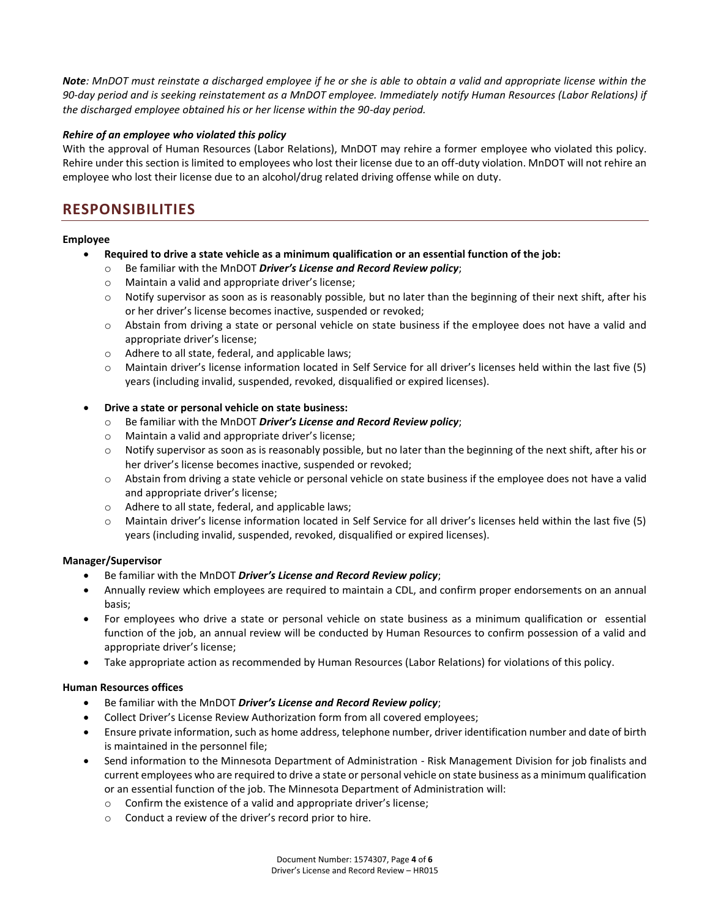***Note**: MnDOT must reinstate a discharged employee if he or she is able to obtain a valid and appropriate license within the 90-day period and is seeking reinstatement as a MnDOT employee. Immediately notify Human Resources (Labor Relations) if the discharged employee obtained his or her license within the 90-day period.*

***Rehire of an employee who violated this policy***

With the approval of Human Resources (Labor Relations), MnDOT may rehire a former employee who violated this policy. Rehire under this section is limited to employees who lost their license due to an off-duty violation. MnDOT will not rehire an employee who lost their license due to an alcohol/drug related driving offense while on duty.

## RESPONSIBILITIES

**Employee**

- **Required to drive a state vehicle as a minimum qualification or an essential function of the job:**
  - Be familiar with the MnDOT ***Driver's License and Record Review policy***;
  - Maintain a valid and appropriate driver's license;
  - Notify supervisor as soon as is reasonably possible, but no later than the beginning of their next shift, after his or her driver's license becomes inactive, suspended or revoked;
  - Abstain from driving a state or personal vehicle on state business if the employee does not have a valid and appropriate driver's license;
  - Adhere to all state, federal, and applicable laws;
  - Maintain driver's license information located in Self Service for all driver's licenses held within the last five (5) years (including invalid, suspended, revoked, disqualified or expired licenses).
- **Drive a state or personal vehicle on state business:**
  - Be familiar with the MnDOT ***Driver's License and Record Review policy***;
  - Maintain a valid and appropriate driver's license;
  - Notify supervisor as soon as is reasonably possible, but no later than the beginning of the next shift, after his or her driver's license becomes inactive, suspended or revoked;
  - Abstain from driving a state vehicle or personal vehicle on state business if the employee does not have a valid and appropriate driver's license;
  - Adhere to all state, federal, and applicable laws;
  - Maintain driver's license information located in Self Service for all driver's licenses held within the last five (5) years (including invalid, suspended, revoked, disqualified or expired licenses).

**Manager/Supervisor**

- Be familiar with the MnDOT ***Driver's License and Record Review policy***;
- Annually review which employees are required to maintain a CDL, and confirm proper endorsements on an annual basis;
- For employees who drive a state or personal vehicle on state business as a minimum qualification or essential function of the job, an annual review will be conducted by Human Resources to confirm possession of a valid and appropriate driver's license;
- Take appropriate action as recommended by Human Resources (Labor Relations) for violations of this policy.

**Human Resources offices**

- Be familiar with the MnDOT ***Driver's License and Record Review policy***;
- Collect Driver's License Review Authorization form from all covered employees;
- Ensure private information, such as home address, telephone number, driver identification number and date of birth is maintained in the personnel file;
- Send information to the Minnesota Department of Administration - Risk Management Division for job finalists and current employees who are required to drive a state or personal vehicle on state business as a minimum qualification or an essential function of the job. The Minnesota Department of Administration will:
  - Confirm the existence of a valid and appropriate driver's license;
  - Conduct a review of the driver's record prior to hire.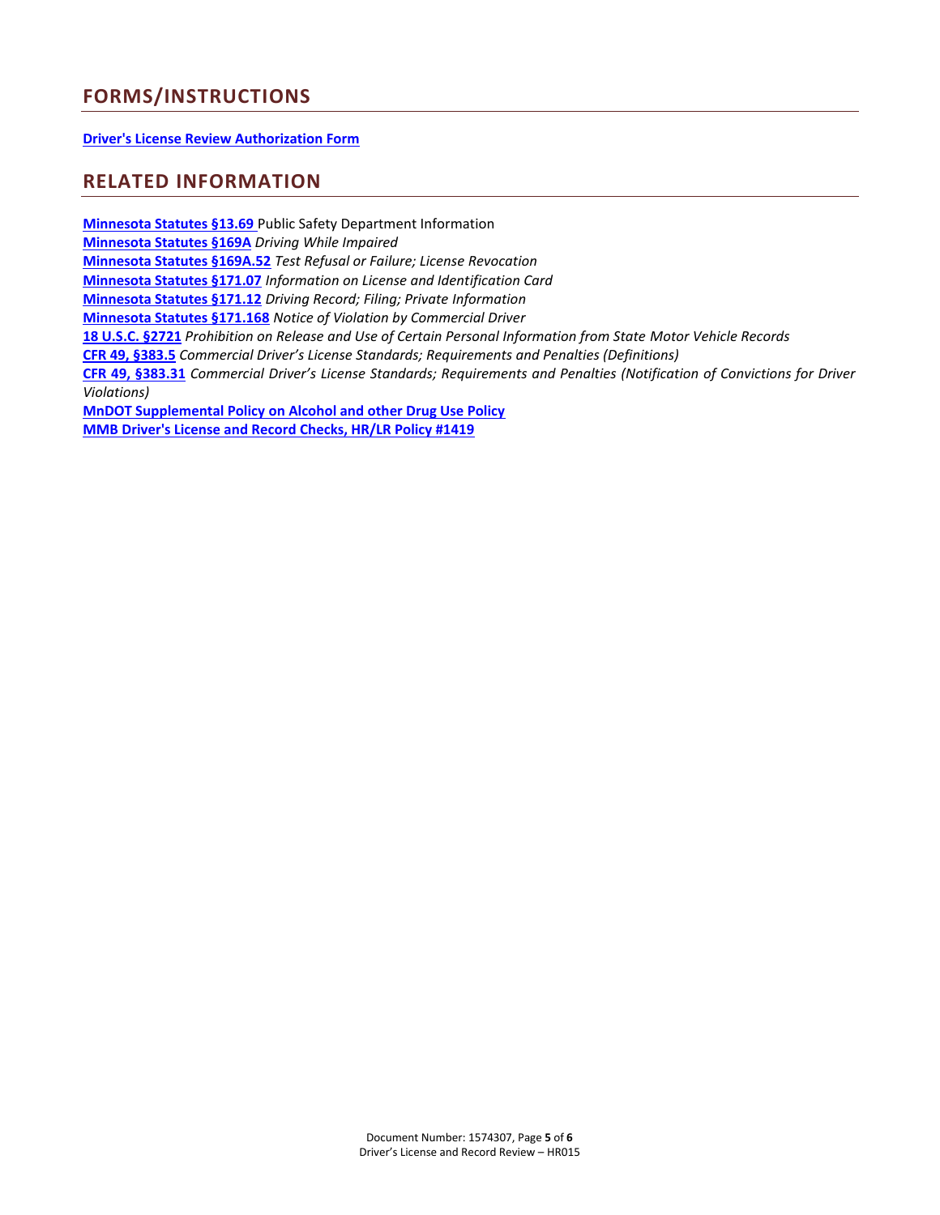## FORMS/INSTRUCTIONS

**Driver's License Review Authorization Form**

## RELATED INFORMATION

**Minnesota Statutes §13.69** Public Safety Department Information
**Minnesota Statutes §169A** *Driving While Impaired*
**Minnesota Statutes §169A.52** *Test Refusal or Failure; License Revocation*
**Minnesota Statutes §171.07** *Information on License and Identification Card*
**Minnesota Statutes §171.12** *Driving Record; Filing; Private Information*
**Minnesota Statutes §171.168** *Notice of Violation by Commercial Driver*
**18 U.S.C. §2721** *Prohibition on Release and Use of Certain Personal Information from State Motor Vehicle Records*
**CFR 49, §383.5** *Commercial Driver's License Standards; Requirements and Penalties (Definitions)*
**CFR 49, §383.31** *Commercial Driver's License Standards; Requirements and Penalties (Notification of Convictions for Driver Violations)*
**MnDOT Supplemental Policy on Alcohol and other Drug Use Policy**
**MMB Driver's License and Record Checks, HR/LR Policy #1419**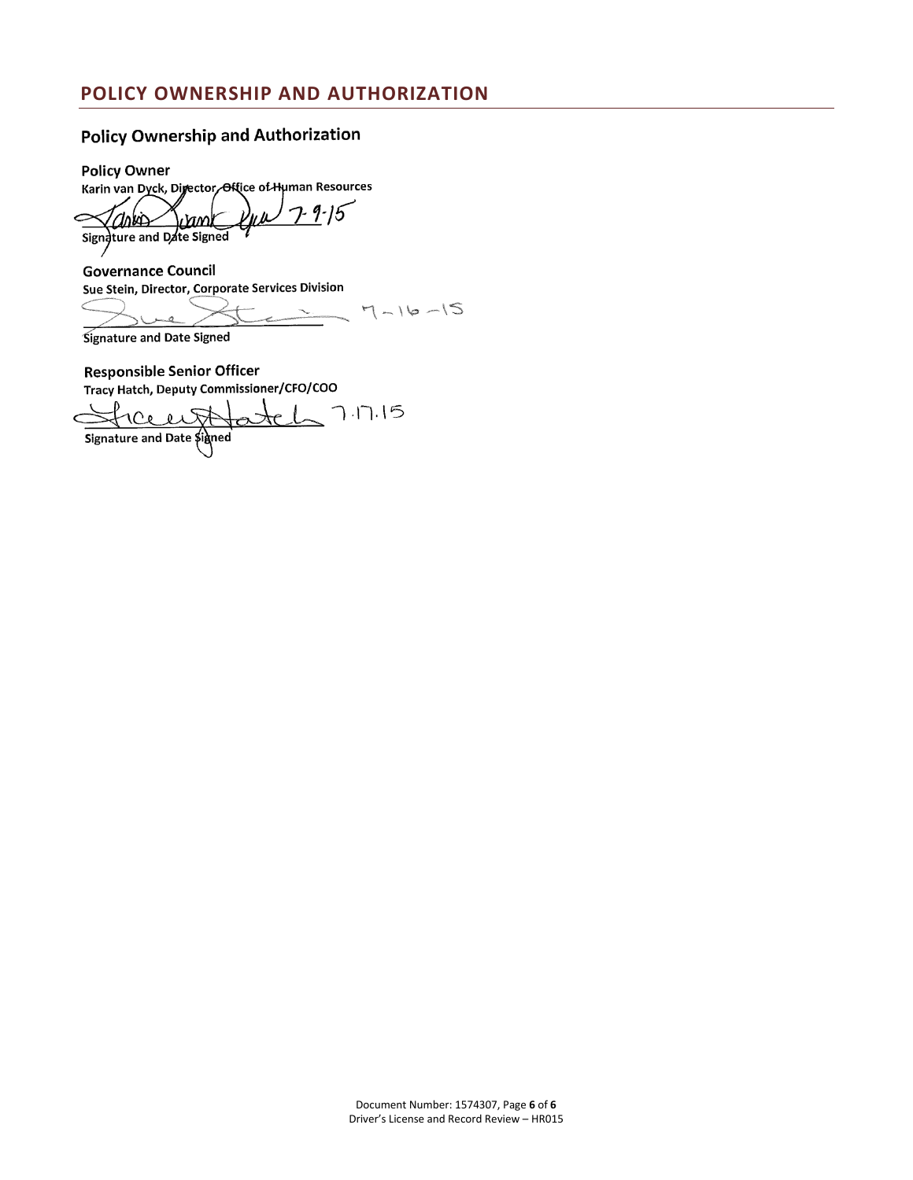## POLICY OWNERSHIP AND AUTHORIZATION

### Policy Ownership and Authorization

**Policy Owner**
Karin van Dyck, Director, Office of Human Resources

7-9-15

Signature and Date Signed

**Governance Council**
Sue Stein, Director, Corporate Services Division

7-16-15

Signature and Date Signed

**Responsible Senior Officer**
Tracy Hatch, Deputy Commissioner/CFO/COO

7.17.15

Signature and Date Signed